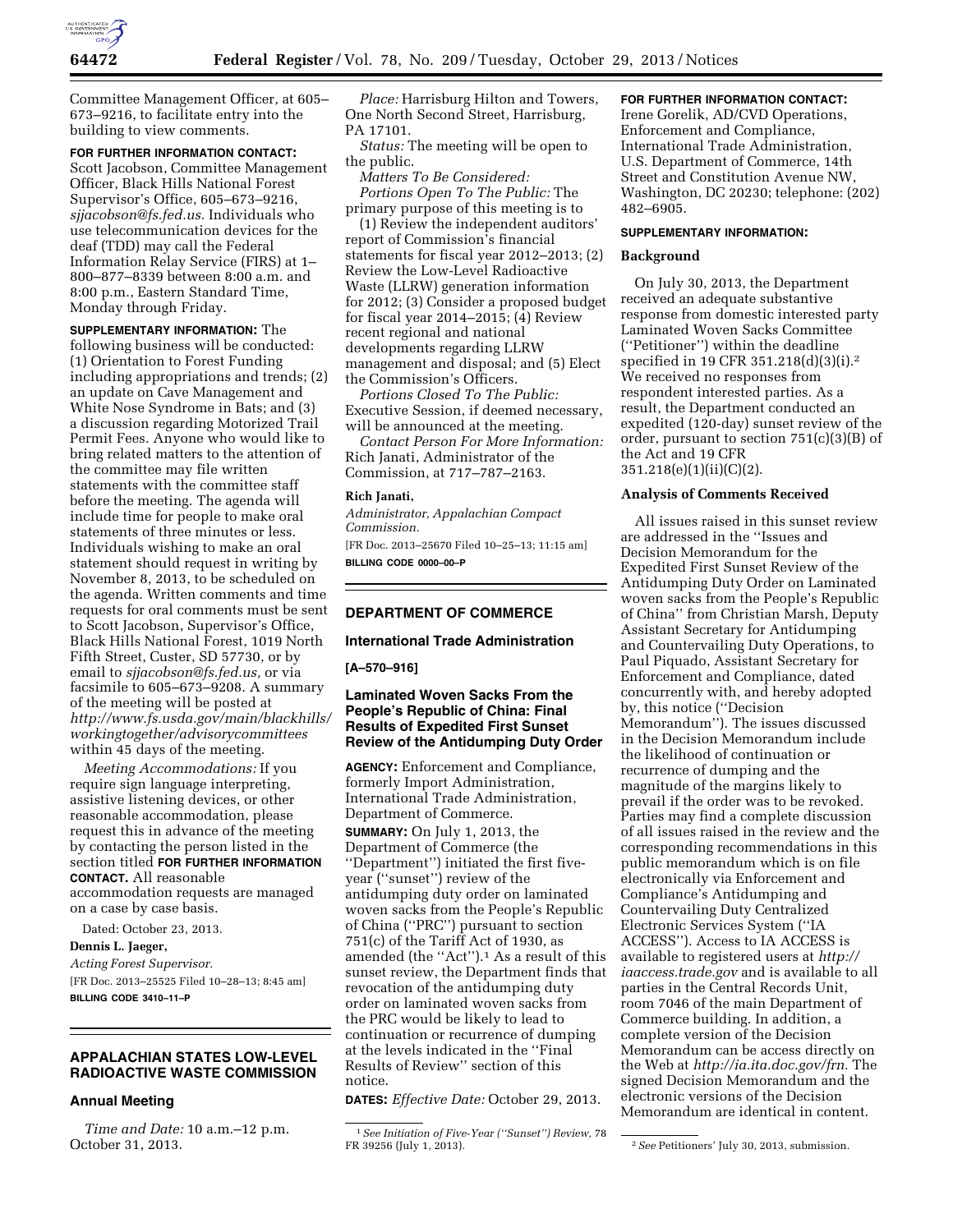Committee Management Officer, at 605–673–9216, to facilitate entry into the building to view comments.

**FOR FURTHER INFORMATION CONTACT:** Scott Jacobson, Committee Management Officer, Black Hills National Forest Supervisor's Office, 605–673–9216, *sjjacobson@fs.fed.us.* Individuals who use telecommunication devices for the deaf (TDD) may call the Federal Information Relay Service (FIRS) at 1–800–877–8339 between 8:00 a.m. and 8:00 p.m., Eastern Standard Time, Monday through Friday.

**SUPPLEMENTARY INFORMATION:** The following business will be conducted: (1) Orientation to Forest Funding including appropriations and trends; (2) an update on Cave Management and White Nose Syndrome in Bats; and (3) a discussion regarding Motorized Trail Permit Fees. Anyone who would like to bring related matters to the attention of the committee may file written statements with the committee staff before the meeting. The agenda will include time for people to make oral statements of three minutes or less. Individuals wishing to make an oral statement should request in writing by November 8, 2013, to be scheduled on the agenda. Written comments and time requests for oral comments must be sent to Scott Jacobson, Supervisor's Office, Black Hills National Forest, 1019 North Fifth Street, Custer, SD 57730, or by email to *sjjacobson@fs.fed.us,* or via facsimile to 605–673–9208. A summary of the meeting will be posted at *http://www.fs.usda.gov/main/blackhills/workingtogether/advisorycommittees* within 45 days of the meeting.

*Meeting Accommodations:* If you require sign language interpreting, assistive listening devices, or other reasonable accommodation, please request this in advance of the meeting by contacting the person listed in the section titled **FOR FURTHER INFORMATION CONTACT.** All reasonable accommodation requests are managed on a case by case basis.

Dated: October 23, 2013.

**Dennis L. Jaeger,**

*Acting Forest Supervisor.*

[FR Doc. 2013–25525 Filed 10–28–13; 8:45 am]

**BILLING CODE 3410–11–P**

## APPALACHIAN STATES LOW-LEVEL RADIOACTIVE WASTE COMMISSION

### Annual Meeting

*Time and Date:* 10 a.m.–12 p.m. October 31, 2013.

*Place:* Harrisburg Hilton and Towers, One North Second Street, Harrisburg, PA 17101.

*Status:* The meeting will be open to the public.

*Matters To Be Considered:*

*Portions Open To The Public:* The primary purpose of this meeting is to (1) Review the independent auditors' report of Commission's financial statements for fiscal year 2012–2013; (2) Review the Low-Level Radioactive Waste (LLRW) generation information for 2012; (3) Consider a proposed budget for fiscal year 2014–2015; (4) Review recent regional and national developments regarding LLRW management and disposal; and (5) Elect the Commission's Officers.

*Portions Closed To The Public:* Executive Session, if deemed necessary, will be announced at the meeting.

*Contact Person For More Information:* Rich Janati, Administrator of the Commission, at 717–787–2163.

**Rich Janati,**

*Administrator, Appalachian Compact Commission.*

[FR Doc. 2013–25670 Filed 10–25–13; 11:15 am]

**BILLING CODE 0000–00–P**

## DEPARTMENT OF COMMERCE

### International Trade Administration

**[A–570–916]**

### Laminated Woven Sacks From the People's Republic of China: Final Results of Expedited First Sunset Review of the Antidumping Duty Order

**AGENCY:** Enforcement and Compliance, formerly Import Administration, International Trade Administration, Department of Commerce.

**SUMMARY:** On July 1, 2013, the Department of Commerce (the "Department") initiated the first five-year ("sunset") review of the antidumping duty order on laminated woven sacks from the People's Republic of China ("PRC") pursuant to section 751(c) of the Tariff Act of 1930, as amended (the "Act").[1] As a result of this sunset review, the Department finds that revocation of the antidumping duty order on laminated woven sacks from the PRC would be likely to lead to continuation or recurrence of dumping at the levels indicated in the "Final Results of Review" section of this notice.

**DATES:** *Effective Date:* October 29, 2013.

**FOR FURTHER INFORMATION CONTACT:** Irene Gorelik, AD/CVD Operations, Enforcement and Compliance, International Trade Administration, U.S. Department of Commerce, 14th Street and Constitution Avenue NW, Washington, DC 20230; telephone: (202) 482–6905.

**SUPPLEMENTARY INFORMATION:**

**Background**

On July 30, 2013, the Department received an adequate substantive response from domestic interested party Laminated Woven Sacks Committee ("Petitioner") within the deadline specified in 19 CFR 351.218(d)(3)(i).[2] We received no responses from respondent interested parties. As a result, the Department conducted an expedited (120-day) sunset review of the order, pursuant to section 751(c)(3)(B) of the Act and 19 CFR 351.218(e)(1)(ii)(C)(2).

**Analysis of Comments Received**

All issues raised in this sunset review are addressed in the "Issues and Decision Memorandum for the Expedited First Sunset Review of the Antidumping Duty Order on Laminated woven sacks from the People's Republic of China" from Christian Marsh, Deputy Assistant Secretary for Antidumping and Countervailing Duty Operations, to Paul Piquado, Assistant Secretary for Enforcement and Compliance, dated concurrently with, and hereby adopted by, this notice ("Decision Memorandum"). The issues discussed in the Decision Memorandum include the likelihood of continuation or recurrence of dumping and the magnitude of the margins likely to prevail if the order was to be revoked. Parties may find a complete discussion of all issues raised in the review and the corresponding recommendations in this public memorandum which is on file electronically via Enforcement and Compliance's Antidumping and Countervailing Duty Centralized Electronic Services System ("IA ACCESS"). Access to IA ACCESS is available to registered users at *http://iaaccess.trade.gov* and is available to all parties in the Central Records Unit, room 7046 of the main Department of Commerce building. In addition, a complete version of the Decision Memorandum can be access directly on the Web at *http://ia.ita.doc.gov/frn.* The signed Decision Memorandum and the electronic versions of the Decision Memorandum are identical in content.

---

[1] *See Initiation of Five-Year ("Sunset") Review,* 78 FR 39256 (July 1, 2013).

[2] *See* Petitioners' July 30, 2013, submission.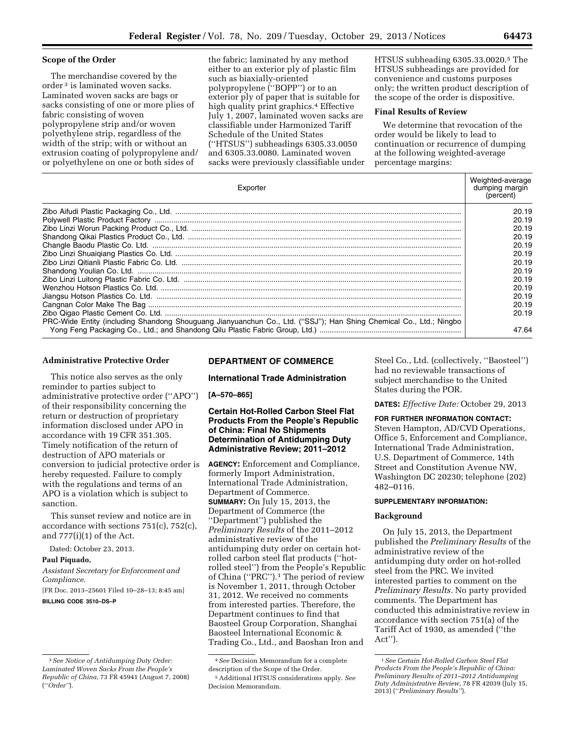### Scope of the Order

The merchandise covered by the order[3] is laminated woven sacks. Laminated woven sacks are bags or sacks consisting of one or more plies of fabric consisting of woven polypropylene strip and/or woven polyethylene strip, regardless of the width of the strip; with or without an extrusion coating of polypropylene and/or polyethylene on one or both sides of the fabric; laminated by any method either to an exterior ply of plastic film such as biaxially-oriented polypropylene (''BOPP'') or to an exterior ply of paper that is suitable for high quality print graphics.[4] Effective July 1, 2007, laminated woven sacks are classifiable under Harmonized Tariff Schedule of the United States (''HTSUS'') subheadings 6305.33.0050 and 6305.33.0080. Laminated woven sacks were previously classifiable under HTSUS subheading 6305.33.0020.[5] The HTSUS subheadings are provided for convenience and customs purposes only; the written product description of the scope of the order is dispositive.

### Final Results of Review

We determine that revocation of the order would be likely to lead to continuation or recurrence of dumping at the following weighted-average percentage margins:

| Exporter | Weighted-average dumping margin (percent) |
|---|---|
| Zibo Aifudi Plastic Packaging Co., Ltd. | 20.19 |
| Polywell Plastic Product Factory | 20.19 |
| Zibo Linzi Worun Packing Product Co., Ltd. | 20.19 |
| Shandong Qikai Plastics Product Co., Ltd. | 20.19 |
| Changle Baodu Plastic Co. Ltd. | 20.19 |
| Zibo Linzi Shuaiqiang Plastics Co. Ltd. | 20.19 |
| Zibo Linzi Qitianli Plastic Fabric Co. Ltd. | 20.19 |
| Shandong Youlian Co. Ltd. | 20.19 |
| Zibo Linzi Luitong Plastic Fabric Co. Ltd. | 20.19 |
| Wenzhou Hotson Plastics Co. Ltd. | 20.19 |
| Jiangsu Hotson Plastics Co. Ltd. | 20.19 |
| Cangnan Color Make The Bag | 20.19 |
| Zibo Qigao Plastic Cement Co. Ltd. | 20.19 |
| PRC-Wide Entity (including Shandong Shouguang Jianyuanchun Co., Ltd. (''SSJ''); Han Shing Chemical Co., Ltd.; Ningbo Yong Feng Packaging Co., Ltd.; and Shandong Qilu Plastic Fabric Group, Ltd.) | 47.64 |

### Administrative Protective Order

This notice also serves as the only reminder to parties subject to administrative protective order (''APO'') of their responsibility concerning the return or destruction of proprietary information disclosed under APO in accordance with 19 CFR 351.305. Timely notification of the return of destruction of APO materials or conversion to judicial protective order is hereby requested. Failure to comply with the regulations and terms of an APO is a violation which is subject to sanction.

This sunset review and notice are in accordance with sections 751(c), 752(c), and 777(i)(1) of the Act.

Dated: October 23, 2013.

**Paul Piquado,**

*Assistant Secretary for Enforcement and Compliance.*

[FR Doc. 2013–25601 Filed 10–28–13; 8:45 am]

**BILLING CODE 3510–DS–P**

[3] *See Notice of Antidumping Duty Order: Laminated Woven Sacks From the People's Republic of China,* 73 FR 45941 (August 7, 2008) (''*Order''*).

[4] *See* Decision Memorandum for a complete description of the Scope of the Order.

[5] Additional HTSUS considerations apply. *See* Decision Memorandum.

## DEPARTMENT OF COMMERCE

### International Trade Administration

**[A–570–865]**

### Certain Hot-Rolled Carbon Steel Flat Products From the People's Republic of China: Final No Shipments Determination of Antidumping Duty Administrative Review; 2011–2012

**AGENCY:** Enforcement and Compliance, formerly Import Administration, International Trade Administration, Department of Commerce.

**SUMMARY:** On July 15, 2013, the Department of Commerce (the ''Department'') published the *Preliminary Results* of the 2011–2012 administrative review of the antidumping duty order on certain hot-rolled carbon steel flat products (''hot-rolled steel'') from the People's Republic of China (''PRC'').[1] The period of review is November 1, 2011, through October 31, 2012. We received no comments from interested parties. Therefore, the Department continues to find that Baosteel Group Corporation, Shanghai Baosteel International Economic & Trading Co., Ltd., and Baoshan Iron and Steel Co., Ltd. (collectively, ''Baosteel'') had no reviewable transactions of subject merchandise to the United States during the POR.

**DATES:** *Effective Date:* October 29, 2013

**FOR FURTHER INFORMATION CONTACT:** Steven Hampton, AD/CVD Operations, Office 5, Enforcement and Compliance, International Trade Administration, U.S. Department of Commerce, 14th Street and Constitution Avenue NW, Washington DC 20230; telephone (202) 482–0116.

**SUPPLEMENTARY INFORMATION:**

### Background

On July 15, 2013, the Department published the *Preliminary Results* of the administrative review of the antidumping duty order on hot-rolled steel from the PRC. We invited interested parties to comment on the *Preliminary Results.* No party provided comments. The Department has conducted this administrative review in accordance with section 751(a) of the Tariff Act of 1930, as amended (''the Act'').

[1] *See Certain Hot-Rolled Carbon Steel Flat Products From the People's Republic of China: Preliminary Results of 2011–2012 Antidumping Duty Administrative Review,* 78 FR 42039 (July 15, 2013) (''*Preliminary Results''*).